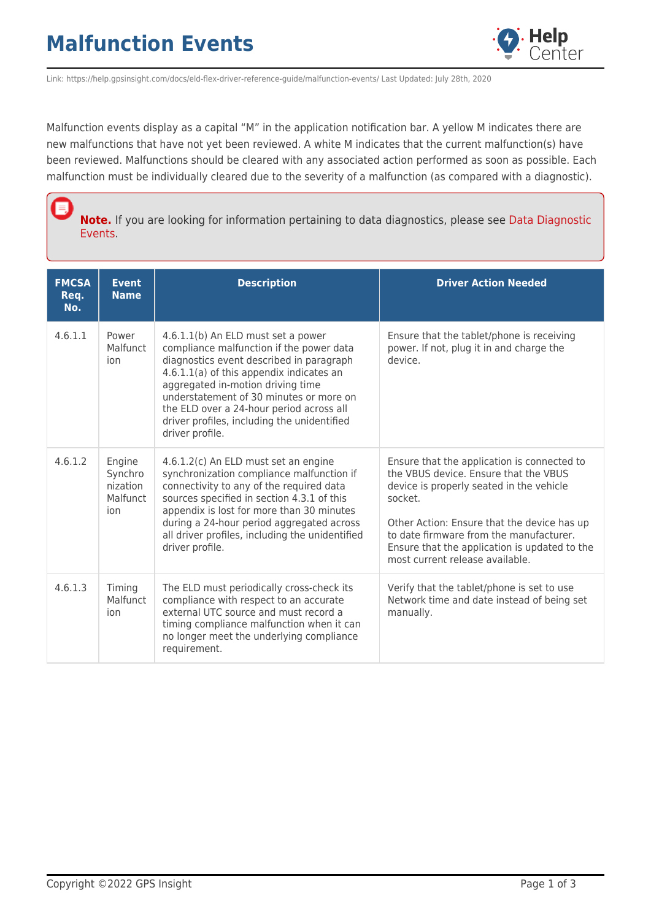# Malfunction Events

Link: https://help.gpsinsight.com/docs/eld-flex-driver-reference-guide/malfunction-events/ Last Updated: July 28th, 2020

Malfunction events display as a capital "M" in the application notification bar. A yellow M indicates there are new malfunctions that have not yet been reviewed. A white M indicates that the current malfunction(s) have been reviewed. Malfunctions should be cleared with any associated action performed as soon as possible. Each malfunction must be individually cleared due to the severity of a malfunction (as compared with a diagnostic).

**Note.** If you are looking for information pertaining to data diagnostics, please see Data Diagnostic Events.

| FMCSA Req. No. | Event Name | Description | Driver Action Needed |
|---|---|---|---|
| 4.6.1.1 | Power Malfunction | 4.6.1.1(b) An ELD must set a power compliance malfunction if the power data diagnostics event described in paragraph 4.6.1.1(a) of this appendix indicates an aggregated in-motion driving time understatement of 30 minutes or more on the ELD over a 24-hour period across all driver profiles, including the unidentified driver profile. | Ensure that the tablet/phone is receiving power. If not, plug it in and charge the device. |
| 4.6.1.2 | Engine Synchronization Malfunction | 4.6.1.2(c) An ELD must set an engine synchronization compliance malfunction if connectivity to any of the required data sources specified in section 4.3.1 of this appendix is lost for more than 30 minutes during a 24-hour period aggregated across all driver profiles, including the unidentified driver profile. | Ensure that the application is connected to the VBUS device. Ensure that the VBUS device is properly seated in the vehicle socket.<br><br>Other Action: Ensure that the device has up to date firmware from the manufacturer. Ensure that the application is updated to the most current release available. |
| 4.6.1.3 | Timing Malfunction | The ELD must periodically cross-check its compliance with respect to an accurate external UTC source and must record a timing compliance malfunction when it can no longer meet the underlying compliance requirement. | Verify that the tablet/phone is set to use Network time and date instead of being set manually. |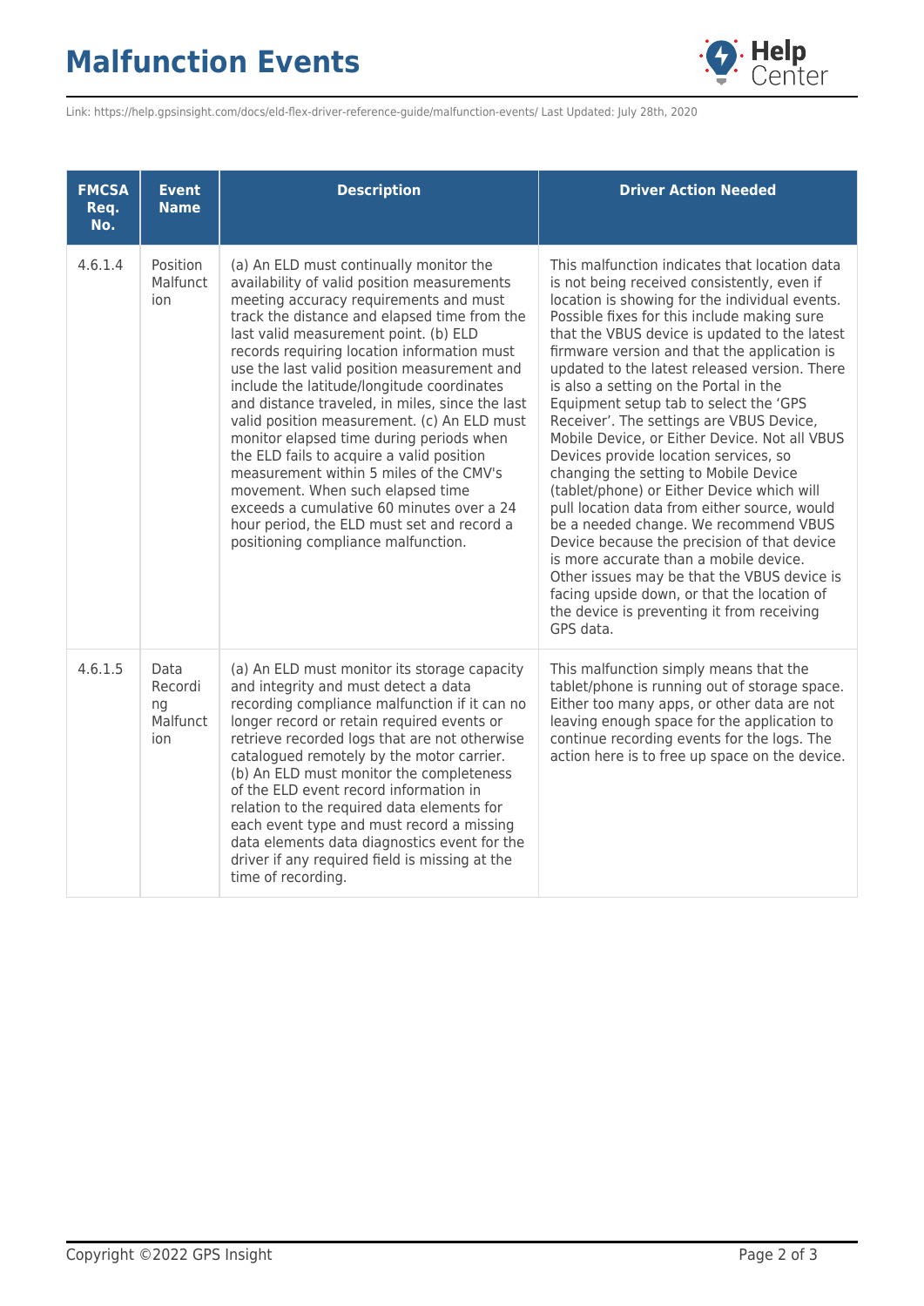| FMCSA Req. No. | Event Name | Description | Driver Action Needed |
|---|---|---|---|
| 4.6.1.4 | Position Malfunction | (a) An ELD must continually monitor the availability of valid position measurements meeting accuracy requirements and must track the distance and elapsed time from the last valid measurement point. (b) ELD records requiring location information must use the last valid position measurement and include the latitude/longitude coordinates and distance traveled, in miles, since the last valid position measurement. (c) An ELD must monitor elapsed time during periods when the ELD fails to acquire a valid position measurement within 5 miles of the CMV's movement. When such elapsed time exceeds a cumulative 60 minutes over a 24 hour period, the ELD must set and record a positioning compliance malfunction. | This malfunction indicates that location data is not being received consistently, even if location is showing for the individual events. Possible fixes for this include making sure that the VBUS device is updated to the latest firmware version and that the application is updated to the latest released version. There is also a setting on the Portal in the Equipment setup tab to select the 'GPS Receiver'. The settings are VBUS Device, Mobile Device, or Either Device. Not all VBUS Devices provide location services, so changing the setting to Mobile Device (tablet/phone) or Either Device which will pull location data from either source, would be a needed change. We recommend VBUS Device because the precision of that device is more accurate than a mobile device. Other issues may be that the VBUS device is facing upside down, or that the location of the device is preventing it from receiving GPS data. |
| 4.6.1.5 | Data Recording Malfunction | (a) An ELD must monitor its storage capacity and integrity and must detect a data recording compliance malfunction if it can no longer record or retain required events or retrieve recorded logs that are not otherwise catalogued remotely by the motor carrier. (b) An ELD must monitor the completeness of the ELD event record information in relation to the required data elements for each event type and must record a missing data elements data diagnostics event for the driver if any required field is missing at the time of recording. | This malfunction simply means that the tablet/phone is running out of storage space. Either too many apps, or other data are not leaving enough space for the application to continue recording events for the logs. The action here is to free up space on the device. |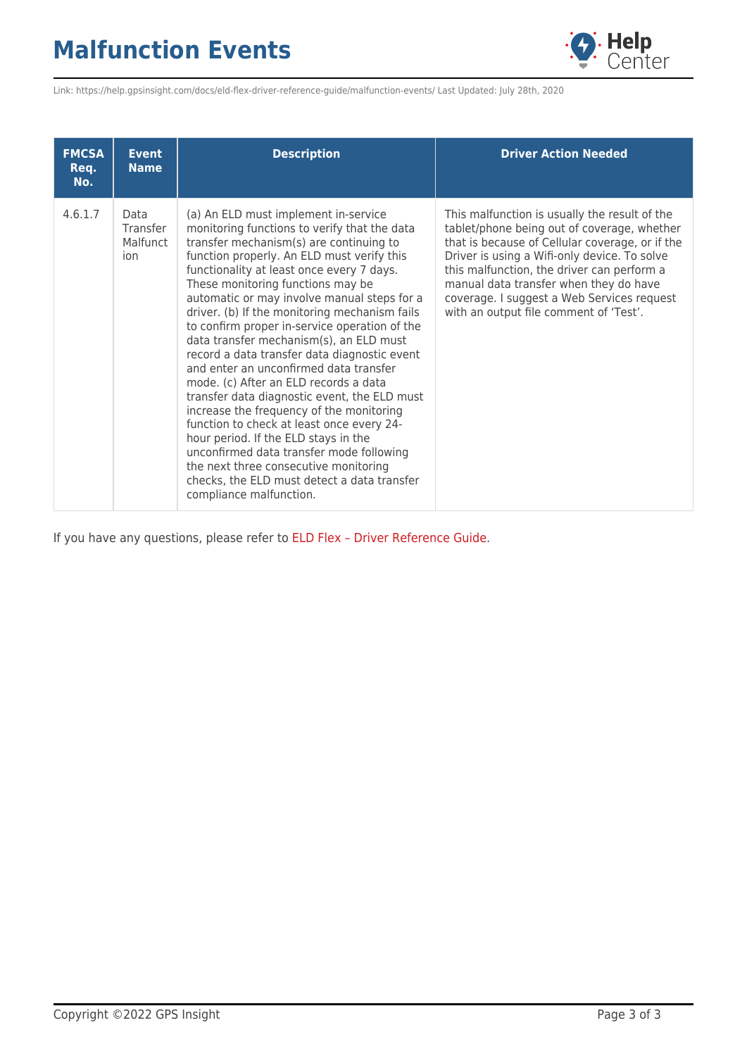| FMCSA Req. No. | Event Name | Description | Driver Action Needed |
| --- | --- | --- | --- |
| 4.6.1.7 | Data Transfer Malfunction | (a) An ELD must implement in-service monitoring functions to verify that the data transfer mechanism(s) are continuing to function properly. An ELD must verify this functionality at least once every 7 days. These monitoring functions may be automatic or may involve manual steps for a driver. (b) If the monitoring mechanism fails to confirm proper in-service operation of the data transfer mechanism(s), an ELD must record a data transfer data diagnostic event and enter an unconfirmed data transfer mode. (c) After an ELD records a data transfer data diagnostic event, the ELD must increase the frequency of the monitoring function to check at least once every 24-hour period. If the ELD stays in the unconfirmed data transfer mode following the next three consecutive monitoring checks, the ELD must detect a data transfer compliance malfunction. | This malfunction is usually the result of the tablet/phone being out of coverage, whether that is because of Cellular coverage, or if the Driver is using a Wifi-only device. To solve this malfunction, the driver can perform a manual data transfer when they do have coverage. I suggest a Web Services request with an output file comment of 'Test'. |

If you have any questions, please refer to ELD Flex – Driver Reference Guide.